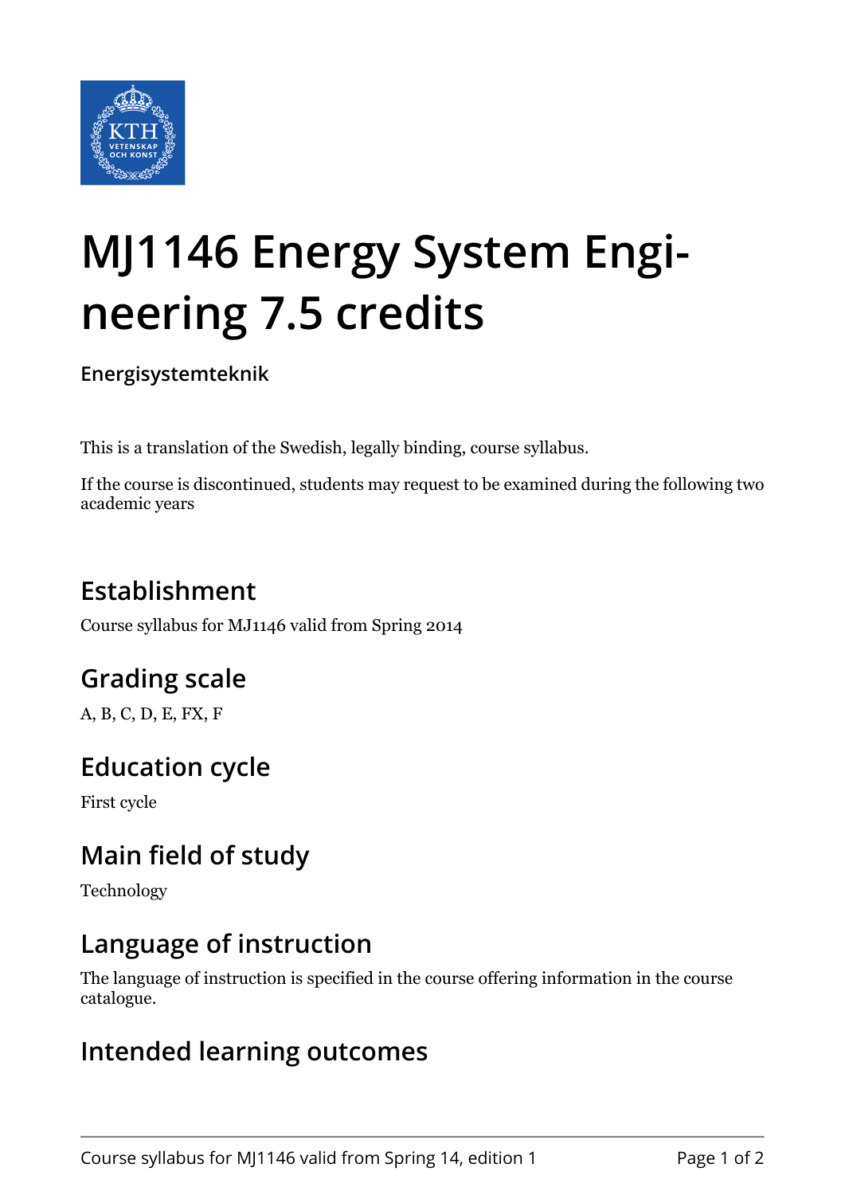# MJ1146 Energy System Engineering 7.5 credits

**Energisystemteknik**

This is a translation of the Swedish, legally binding, course syllabus.

If the course is discontinued, students may request to be examined during the following two academic years

## Establishment

Course syllabus for MJ1146 valid from Spring 2014

## Grading scale

A, B, C, D, E, FX, F

## Education cycle

First cycle

## Main field of study

Technology

## Language of instruction

The language of instruction is specified in the course offering information in the course catalogue.

## Intended learning outcomes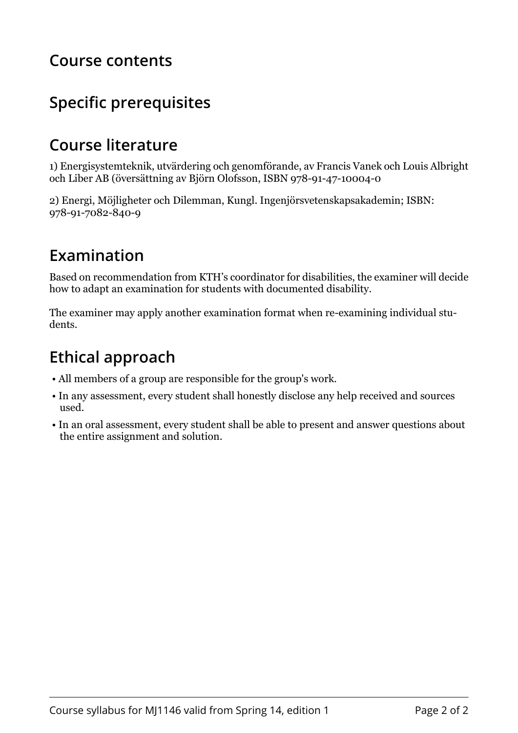## Course contents

## Specific prerequisites

## Course literature

1) Energisystemteknik, utvärdering och genomförande, av Francis Vanek och Louis Albright och Liber AB (översättning av Björn Olofsson, ISBN 978-91-47-10004-0

2) Energi, Möjligheter och Dilemman, Kungl. Ingenjörsvetenskapsakademin; ISBN: 978-91-7082-840-9

## Examination

Based on recommendation from KTH's coordinator for disabilities, the examiner will decide how to adapt an examination for students with documented disability.

The examiner may apply another examination format when re-examining individual students.

## Ethical approach

- All members of a group are responsible for the group's work.
- In any assessment, every student shall honestly disclose any help received and sources used.
- In an oral assessment, every student shall be able to present and answer questions about the entire assignment and solution.